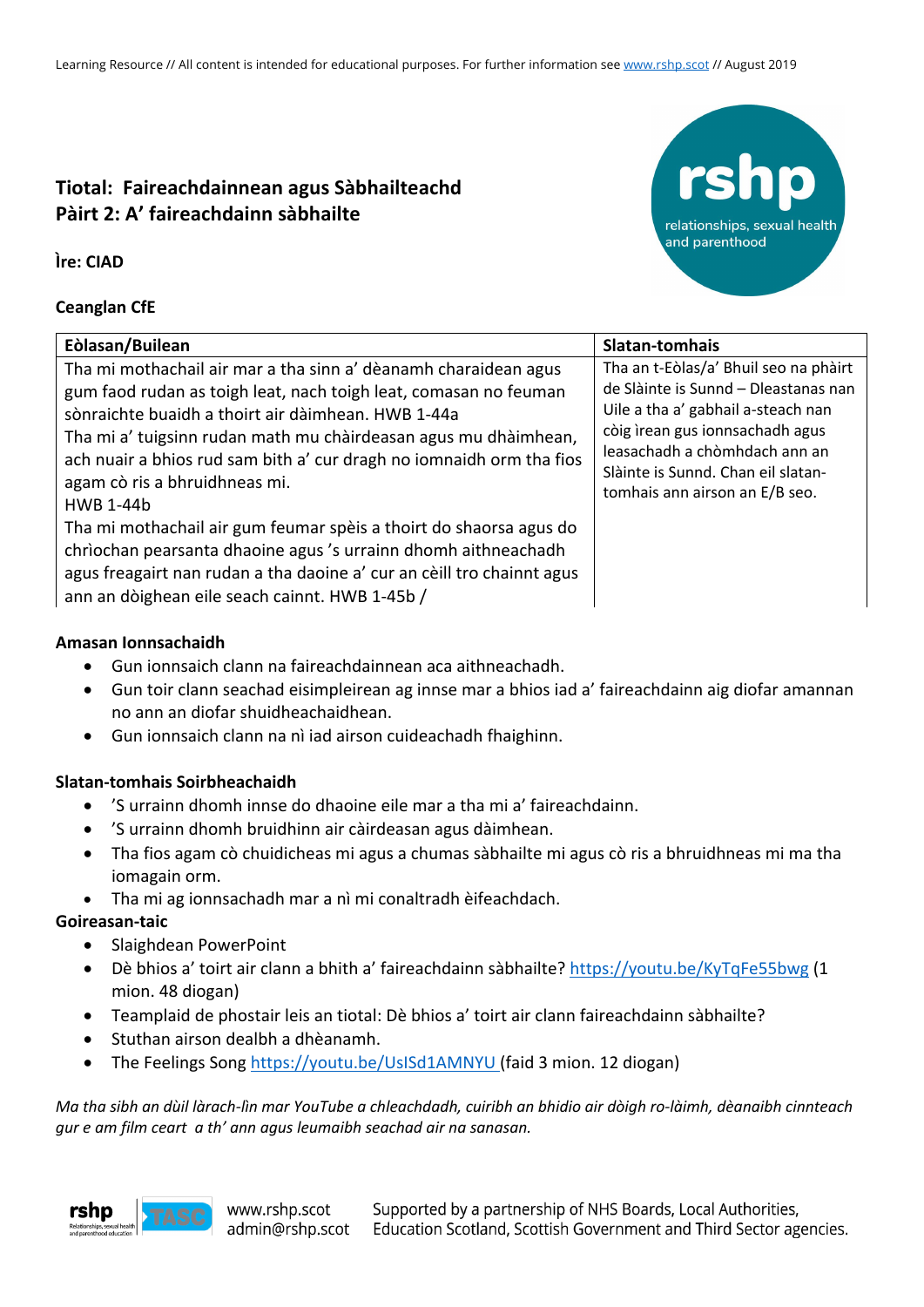## Tiotal: Faireachdainnean agus Sàbhailteachd
## Pàirt 2: A' faireachdainn sàbhailte

**Ìre: CIAD**

**Ceanglan CfE**

| Eòlasan/Builean | Slatan-tomhais |
|---|---|
| Tha mi mothachail air mar a tha sinn a' dèanamh charaidean agus gum faod rudan as toigh leat, nach toigh leat, comasan no feuman sònraichte buaidh a thoirt air dàimhean. HWB 1-44a<br>Tha mi a' tuigsinn rudan math mu chàirdeasan agus mu dhàimhean, ach nuair a bhios rud sam bith a' cur dragh no iomnaidh orm tha fios agam cò ris a bhruidhneas mi.<br>HWB 1-44b<br>Tha mi mothachail air gum feumar spèis a thoirt do shaorsa agus do chrìochan pearsanta dhaoine agus 's urrainn dhomh aithneachadh agus freagairt nan rudan a tha daoine a' cur an cèill tro chainnt agus ann an dòighean eile seach cainnt. HWB 1-45b / | Tha an t-Eòlas/a' Bhuil seo na phàirt de Slàinte is Sunnd – Dleastanas nan Uile a tha a' gabhail a-steach nan còig ìrean gus ionnsachadh agus leasachadh a chòmhdach ann an Slàinte is Sunnd. Chan eil slatan-tomhais ann airson an E/B seo. |

**Amasan Ionnsachaidh**

- Gun ionnsaich clann na faireachdainnean aca aithneachadh.
- Gun toir clann seachad eisimpleirean ag innse mar a bhios iad a' faireachdainn aig diofar amannan no ann an diofar shuidheachaidhean.
- Gun ionnsaich clann na nì iad airson cuideachadh fhaighinn.

**Slatan-tomhais Soirbheachaidh**

- 'S urrainn dhomh innse do dhaoine eile mar a tha mi a' faireachdainn.
- 'S urrainn dhomh bruidhinn air càirdeasan agus dàimhean.
- Tha fios agam cò chuidicheas mi agus a chumas sàbhailte mi agus cò ris a bhruidhneas mi ma tha iomagain orm.
- Tha mi ag ionnsachadh mar a nì mi conaltradh èifeachdach.

**Goireasan-taic**

- Slaighdean PowerPoint
- Dè bhios a' toirt air clann a bhith a' faireachdainn sàbhailte? https://youtu.be/KyTqFe55bwg (1 mion. 48 diogan)
- Teamplaid de phostair leis an tiotal: Dè bhios a' toirt air clann faireachdainn sàbhailte?
- Stuthan airson dealbh a dhèanamh.
- The Feelings Song https://youtu.be/UsISd1AMNYU (faid 3 mion. 12 diogan)

*Ma tha sibh an dùil làrach-lìn mar YouTube a chleachdadh, cuiribh an bhidio air dòigh ro-làimh, dèanaibh cinnteach gur e am film ceart a th' ann agus leumaibh seachad air na sanasan.*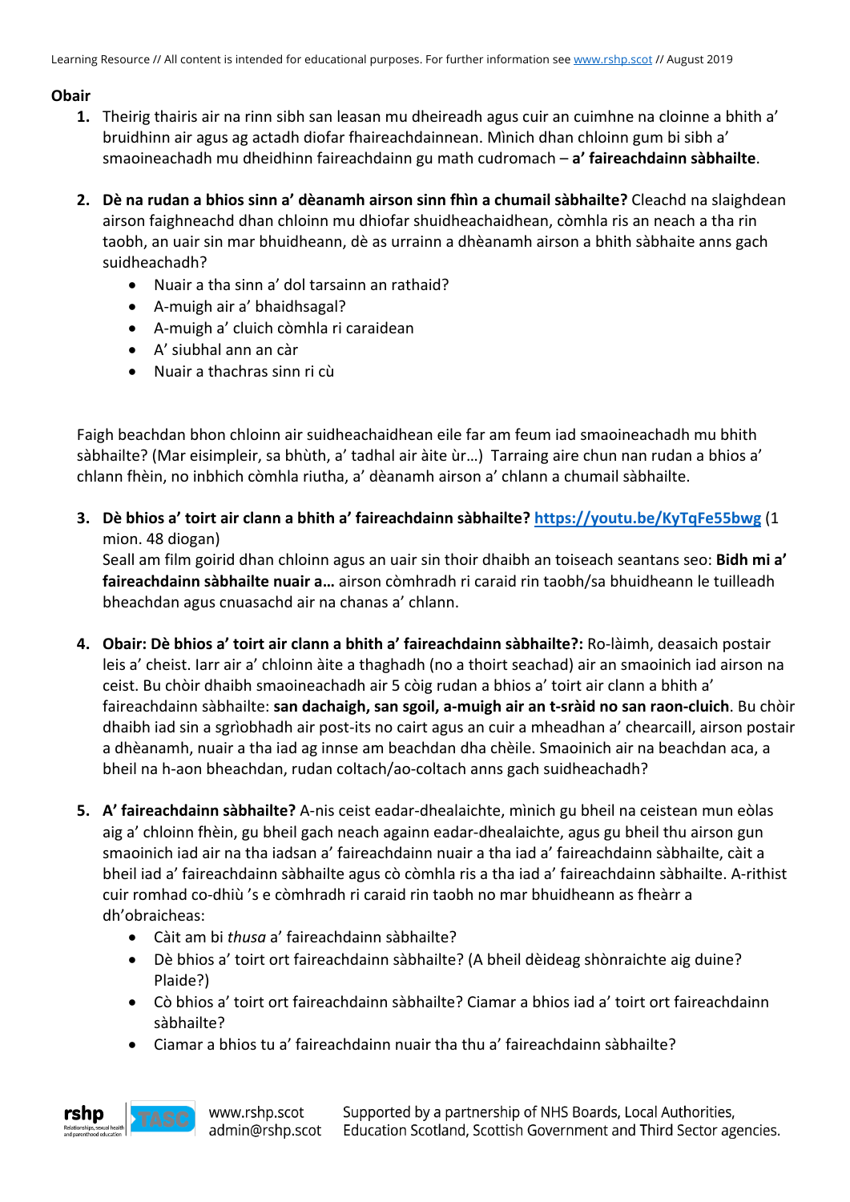**Obair**

1. Theirig thairis air na rinn sibh san leasan mu dheireadh agus cuir an cuimhne na cloinne a bhith a' bruidhinn air agus ag actadh diofar fhaireachdainnean. Mìnich dhan chloinn gum bi sibh a' smaoineachadh mu dheidhinn faireachdainn gu math cudromach – **a' faireachdainn sàbhailte**.

2. **Dè na rudan a bhios sinn a' dèanamh airson sinn fhìn a chumail sàbhailte?** Cleachd na slaighdean airson faighneachd dhan chloinn mu dhiofar shuidheachaidhean, còmhla ris an neach a tha rin taobh, an uair sin mar bhuidheann, dè as urrainn a dhèanamh airson a bhith sàbhailte anns gach suidheachadh?
   - Nuair a tha sinn a' dol tarsainn an rathaid?
   - A-muigh air a' bhaidhsagal?
   - A-muigh a' cluich còmhla ri caraidean
   - A' siubhal ann an càr
   - Nuair a thachras sinn ri cù

Faigh beachdan bhon chloinn air suidheachaidhean eile far am feum iad smaoineachadh mu bhith sàbhailte? (Mar eisimpleir, sa bhùth, a' tadhal air àite ùr…) Tarraing aire chun nan rudan a bhios a' chlann fhèin, no inbhich còmhla riutha, a' dèanamh airson a' chlann a chumail sàbhailte.

3. **Dè bhios a' toirt air clann a bhith a' faireachdainn sàbhailte?** [https://youtu.be/KyTqFe55bwg](https://youtu.be/KyTqFe55bwg) (1 mion. 48 diogan)
   Seall am film goirid dhan chloinn agus an uair sin thoir dhaibh an toiseach seantans seo: **Bidh mi a' faireachdainn sàbhailte nuair a…** airson còmhradh ri caraid rin taobh/sa bhuidheann le tuilleadh bheachdan agus cnuasachd air na chanas a' chlann.

4. **Obair: Dè bhios a' toirt air clann a bhith a' faireachdainn sàbhailte?:** Ro-làimh, deasaich postair leis a' cheist. Iarr air a' chloinn àite a thaghadh (no a thoirt seachad) air an smaoinich iad airson na ceist. Bu chòir dhaibh smaoineachadh air 5 còig rudan a bhios a' toirt air clann a bhith a' faireachdainn sàbhailte: **san dachaigh, san sgoil, a-muigh air an t-sràid no san raon-cluich**. Bu chòir dhaibh iad sin a sgrìobhadh air post-its no cairt agus an cuir a mheadhan a' chearcaill, airson postair a dhèanamh, nuair a tha iad ag innse am beachdan dha chèile. Smaoinich air na beachdan aca, a bheil na h-aon bheachdan, rudan coltach/ao-coltach anns gach suidheachadh?

5. **A' faireachdainn sàbhailte?** A-nis ceist eadar-dhealaichte, mìnich gu bheil na ceistean mun eòlas aig a' chloinn fhèin, gu bheil gach neach againn eadar-dhealaichte, agus gu bheil thu airson gun smaoinich iad air na tha iadsan a' faireachdainn nuair a tha iad a' faireachdainn sàbhailte, càit a bheil iad a' faireachdainn sàbhailte agus cò còmhla ris a tha iad a' faireachdainn sàbhailte. A-rithist cuir romhad co-dhiù 's e còmhradh ri caraid rin taobh no mar bhuidheann as fheàrr a dh'obraicheas:
   - Càit am bi *thusa* a' faireachdainn sàbhailte?
   - Dè bhios a' toirt ort faireachdainn sàbhailte? (A bheil dèideag shònraichte aig duine? Plaide?)
   - Cò bhios a' toirt ort faireachdainn sàbhailte? Ciamar a bhios iad a' toirt ort faireachdainn sàbhailte?
   - Ciamar a bhios tu a' faireachdainn nuair tha thu a' faireachdainn sàbhailte?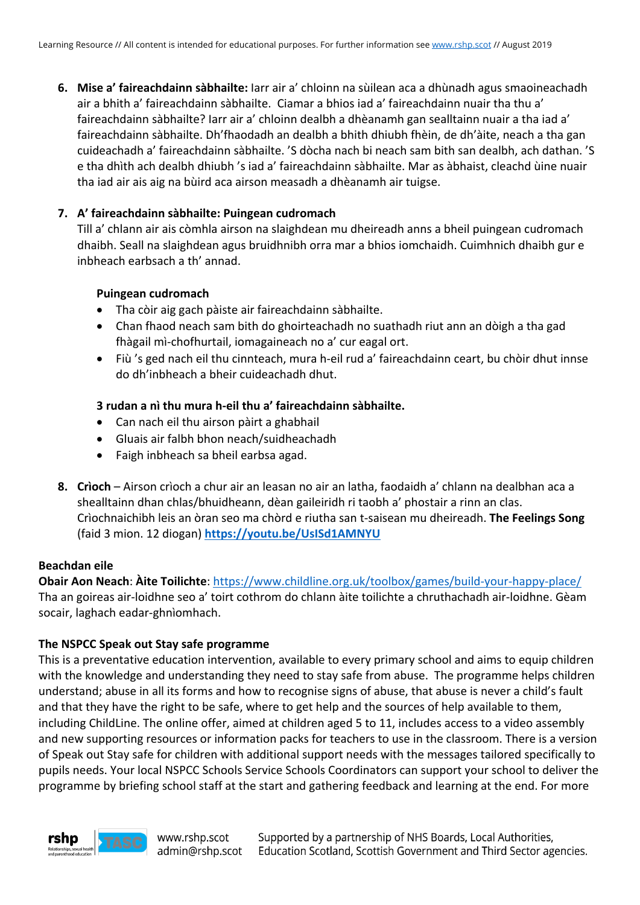6. **Mise a' faireachdainn sàbhailte:** Iarr air a' chloinn na sùilean aca a dhùnadh agus smaoineachadh air a bhith a' faireachdainn sàbhailte. Ciamar a bhios iad a' faireachdainn nuair tha thu a' faireachdainn sàbhailte? Iarr air a' chloinn dealbh a dhèanamh gan sealltainn nuair a tha iad a' faireachdainn sàbhailte. Dh'fhaodadh an dealbh a bhith dhiubh fhèin, de dh'àite, neach a tha gan cuideachadh a' faireachdainn sàbhailte. 'S dòcha nach bi neach sam bith san dealbh, ach dathan. 'S e tha dhìth ach dealbh dhiubh 's iad a' faireachdainn sàbhailte. Mar as àbhaist, cleachd ùine nuair tha iad air ais aig na bùird aca airson measadh a dhèanamh air tuigse.

7. **A' faireachdainn sàbhailte: Puingean cudromach**
   Till a' chlann air ais còmhla airson na slaighdean mu dheireadh anns a bheil puingean cudromach dhaibh. Seall na slaighdean agus bruidhnibh orra mar a bhios iomchaidh. Cuimhnich dhaibh gur e inbheach earbsach a th' annad.

   **Puingean cudromach**
   - Tha còir aig gach pàiste air faireachdainn sàbhailte.
   - Chan fhaod neach sam bith do ghoirteachadh no suathadh riut ann an dòigh a tha gad fhàgail mì-chofhurtail, iomagaineach no a' cur eagal ort.
   - Fiù 's ged nach eil thu cinnteach, mura h-eil rud a' faireachdainn ceart, bu chòir dhut innse do dh'inbheach a bheir cuideachadh dhut.

   **3 rudan a nì thu mura h-eil thu a' faireachdainn sàbhailte.**
   - Can nach eil thu airson pàirt a ghabhail
   - Gluais air falbh bhon neach/suidheachadh
   - Faigh inbheach sa bheil earbsa agad.

8. **Crìoch** – Airson crìoch a chur air an leasan no air an latha, faodaidh a' chlann na dealbhan aca a shealltainn dhan chlas/bhuidheann, dèan gaileiridh ri taobh a' phostair a rinn an clas. Crìochnaichibh leis an òran seo ma chòrd e riutha san t-saisean mu dheireadh. **The Feelings Song** (faid 3 mion. 12 diogan) **https://youtu.be/UsISd1AMNYU**

**Beachdan eile**
**Obair Aon Neach**: **Àite Toilichte**: https://www.childline.org.uk/toolbox/games/build-your-happy-place/
Tha an goireas air-loidhne seo a' toirt cothrom do chlann àite toilichte a chruthachadh air-loidhne. Gèam socair, laghach eadar-ghnìomhach.

**The NSPCC Speak out Stay safe programme**
This is a preventative education intervention, available to every primary school and aims to equip children with the knowledge and understanding they need to stay safe from abuse. The programme helps children understand; abuse in all its forms and how to recognise signs of abuse, that abuse is never a child's fault and that they have the right to be safe, where to get help and the sources of help available to them, including ChildLine. The online offer, aimed at children aged 5 to 11, includes access to a video assembly and new supporting resources or information packs for teachers to use in the classroom. There is a version of Speak out Stay safe for children with additional support needs with the messages tailored specifically to pupils needs. Your local NSPCC Schools Service Schools Coordinators can support your school to deliver the programme by briefing school staff at the start and gathering feedback and learning at the end. For more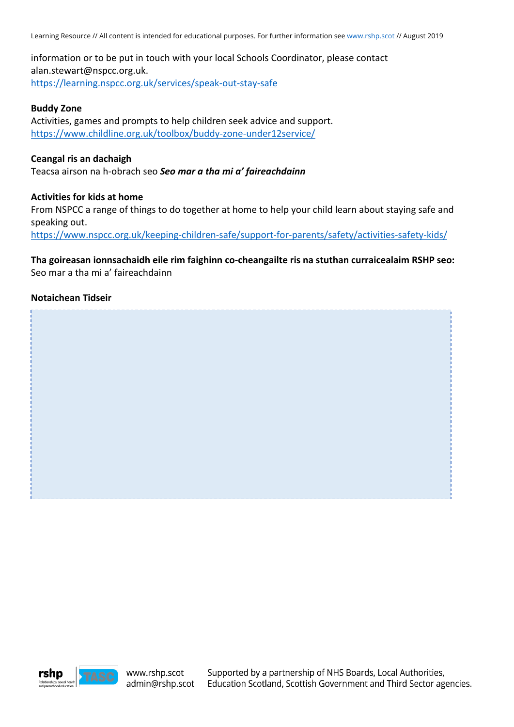information or to be put in touch with your local Schools Coordinator, please contact alan.stewart@nspcc.org.uk.
https://learning.nspcc.org.uk/services/speak-out-stay-safe

**Buddy Zone**
Activities, games and prompts to help children seek advice and support.
https://www.childline.org.uk/toolbox/buddy-zone-under12service/

**Ceangal ris an dachaigh**
Teacsa airson na h-obrach seo ***Seo mar a tha mi a' faireachdainn***

**Activities for kids at home**
From NSPCC a range of things to do together at home to help your child learn about staying safe and speaking out.
https://www.nspcc.org.uk/keeping-children-safe/support-for-parents/safety/activities-safety-kids/

**Tha goireasan ionnsachaidh eile rim faighinn co-cheangailte ris na stuthan curraicealaim RSHP seo:**
Seo mar a tha mi a' faireachdainn

**Notaichean Tidseir**